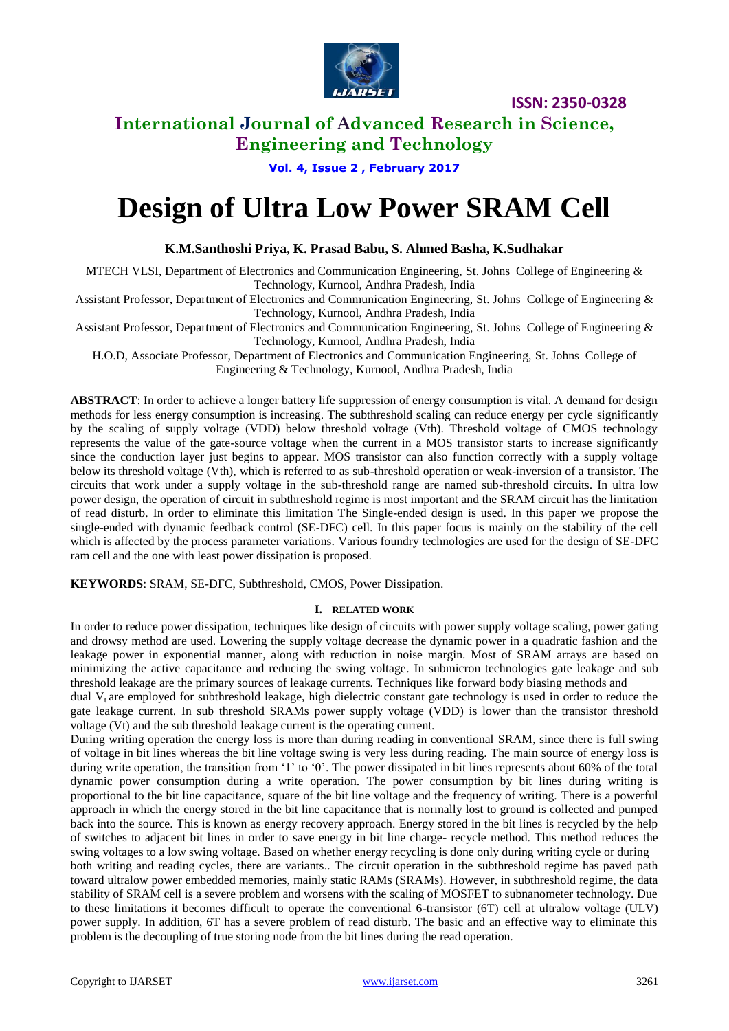# Design of Ultra Low Power SRAM Cell

**K.M.Santhoshi Priya, K. Prasad Babu, S. Ahmed Basha, K.Sudhakar**

MTECH VLSI, Department of Electronics and Communication Engineering, St. Johns College of Engineering & Technology, Kurnool, Andhra Pradesh, India

Assistant Professor, Department of Electronics and Communication Engineering, St. Johns College of Engineering & Technology, Kurnool, Andhra Pradesh, India

Assistant Professor, Department of Electronics and Communication Engineering, St. Johns College of Engineering & Technology, Kurnool, Andhra Pradesh, India

H.O.D, Associate Professor, Department of Electronics and Communication Engineering, St. Johns College of Engineering & Technology, Kurnool, Andhra Pradesh, India

**ABSTRACT**: In order to achieve a longer battery life suppression of energy consumption is vital. A demand for design methods for less energy consumption is increasing. The subthreshold scaling can reduce energy per cycle significantly by the scaling of supply voltage (VDD) below threshold voltage (Vth). Threshold voltage of CMOS technology represents the value of the gate-source voltage when the current in a MOS transistor starts to increase significantly since the conduction layer just begins to appear. MOS transistor can also function correctly with a supply voltage below its threshold voltage (Vth), which is referred to as sub-threshold operation or weak-inversion of a transistor. The circuits that work under a supply voltage in the sub-threshold range are named sub-threshold circuits. In ultra low power design, the operation of circuit in subthreshold regime is most important and the SRAM circuit has the limitation of read disturb. In order to eliminate this limitation The Single-ended design is used. In this paper we propose the single-ended with dynamic feedback control (SE-DFC) cell. In this paper focus is mainly on the stability of the cell which is affected by the process parameter variations. Various foundry technologies are used for the design of SE-DFC ram cell and the one with least power dissipation is proposed.

**KEYWORDS**: SRAM, SE-DFC, Subthreshold, CMOS, Power Dissipation.

## I. RELATED WORK

In order to reduce power dissipation, techniques like design of circuits with power supply voltage scaling, power gating and drowsy method are used. Lowering the supply voltage decrease the dynamic power in a quadratic fashion and the leakage power in exponential manner, along with reduction in noise margin. Most of SRAM arrays are based on minimizing the active capacitance and reducing the swing voltage. In submicron technologies gate leakage and sub threshold leakage are the primary sources of leakage currents. Techniques like forward body biasing methods and dual $V_t$ are employed for subthreshold leakage, high dielectric constant gate technology is used in order to reduce the gate leakage current. In sub threshold SRAMs power supply voltage (VDD) is lower than the transistor threshold voltage (Vt) and the sub threshold leakage current is the operating current.

During writing operation the energy loss is more than during reading in conventional SRAM, since there is full swing of voltage in bit lines whereas the bit line voltage swing is very less during reading. The main source of energy loss is during write operation, the transition from '1' to '0'. The power dissipated in bit lines represents about 60% of the total dynamic power consumption during a write operation. The power consumption by bit lines during writing is proportional to the bit line capacitance, square of the bit line voltage and the frequency of writing. There is a powerful approach in which the energy stored in the bit line capacitance that is normally lost to ground is collected and pumped back into the source. This is known as energy recovery approach. Energy stored in the bit lines is recycled by the help of switches to adjacent bit lines in order to save energy in bit line charge- recycle method. This method reduces the swing voltages to a low swing voltage. Based on whether energy recycling is done only during writing cycle or during both writing and reading cycles, there are variants.. The circuit operation in the subthreshold regime has paved path toward ultralow power embedded memories, mainly static RAMs (SRAMs). However, in subthreshold regime, the data stability of SRAM cell is a severe problem and worsens with the scaling of MOSFET to subnanometer technology. Due to these limitations it becomes difficult to operate the conventional 6-transistor (6T) cell at ultralow voltage (ULV) power supply. In addition, 6T has a severe problem of read disturb. The basic and an effective way to eliminate this problem is the decoupling of true storing node from the bit lines during the read operation.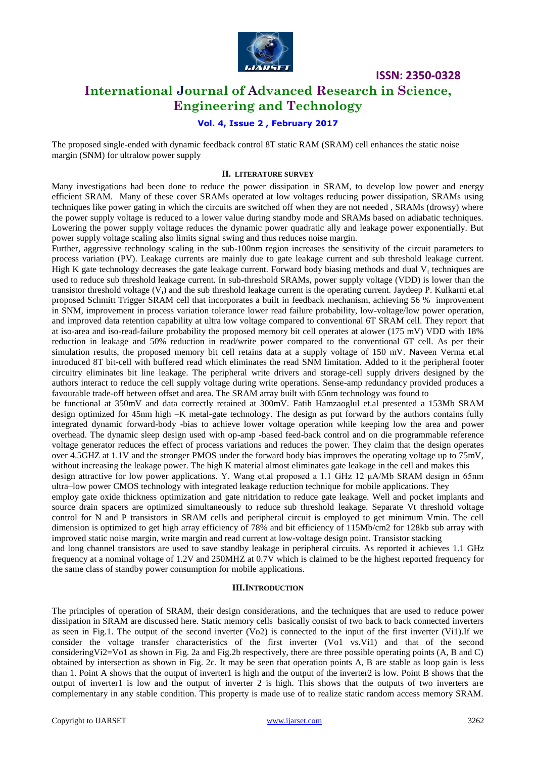The proposed single-ended with dynamic feedback control 8T static RAM (SRAM) cell enhances the static noise margin (SNM) for ultralow power supply

## II. LITERATURE SURVEY

Many investigations had been done to reduce the power dissipation in SRAM, to develop low power and energy efficient SRAM. Many of these cover SRAMs operated at low voltages reducing power dissipation, SRAMs using techniques like power gating in which the circuits are switched off when they are not needed , SRAMs (drowsy) where the power supply voltage is reduced to a lower value during standby mode and SRAMs based on adiabatic techniques. Lowering the power supply voltage reduces the dynamic power quadratic ally and leakage power exponentially. But power supply voltage scaling also limits signal swing and thus reduces noise margin.

Further, aggressive technology scaling in the sub-100nm region increases the sensitivity of the circuit parameters to process variation (PV). Leakage currents are mainly due to gate leakage current and sub threshold leakage current. High K gate technology decreases the gate leakage current. Forward body biasing methods and dual $V_t$ techniques are used to reduce sub threshold leakage current. In sub-threshold SRAMs, power supply voltage (VDD) is lower than the transistor threshold voltage ($V_t$) and the sub threshold leakage current is the operating current. Jaydeep P. Kulkarni et.al proposed Schmitt Trigger SRAM cell that incorporates a built in feedback mechanism, achieving 56 % improvement in SNM, improvement in process variation tolerance lower read failure probability, low-voltage/low power operation, and improved data retention capability at ultra low voltage compared to conventional 6T SRAM cell. They report that at iso-area and iso-read-failure probability the proposed memory bit cell operates at alower (175 mV) VDD with 18% reduction in leakage and 50% reduction in read/write power compared to the conventional 6T cell. As per their simulation results, the proposed memory bit cell retains data at a supply voltage of 150 mV. Naveen Verma et.al introduced 8T bit-cell with buffered read which eliminates the read SNM limitation. Added to it the peripheral footer circuitry eliminates bit line leakage. The peripheral write drivers and storage-cell supply drivers designed by the authors interact to reduce the cell supply voltage during write operations. Sense-amp redundancy provided produces a favourable trade-off between offset and area. The SRAM array built with 65nm technology was found to be functional at 350mV and data correctly retained at 300mV. Fatih Hamzaoglul et.al presented a 153Mb SRAM design optimized for 45nm high –K metal-gate technology. The design as put forward by the authors contains fully integrated dynamic forward-body -bias to achieve lower voltage operation while keeping low the area and power overhead. The dynamic sleep design used with op-amp -based feed-back control and on die programmable reference voltage generator reduces the effect of process variations and reduces the power. They claim that the design operates over 4.5GHZ at 1.1V and the stronger PMOS under the forward body bias improves the operating voltage up to 75mV, without increasing the leakage power. The high K material almost eliminates gate leakage in the cell and makes this design attractive for low power applications. Y. Wang et.al proposed a 1.1 GHz 12 µA/Mb SRAM design in 65nm ultra–low power CMOS technology with integrated leakage reduction technique for mobile applications. They employ gate oxide thickness optimization and gate nitridation to reduce gate leakage. Well and pocket implants and source drain spacers are optimized simultaneously to reduce sub threshold leakage. Separate Vt threshold voltage control for N and P transistors in SRAM cells and peripheral circuit is employed to get minimum Vmin. The cell dimension is optimized to get high array efficiency of 78% and bit efficiency of 115Mb/cm2 for 128kb sub array with improved static noise margin, write margin and read current at low-voltage design point. Transistor stacking and long channel transistors are used to save standby leakage in peripheral circuits. As reported it achieves 1.1 GHz frequency at a nominal voltage of 1.2V and 250MHZ at 0.7V which is claimed to be the highest reported frequency for the same class of standby power consumption for mobile applications.

## III. INTRODUCTION

The principles of operation of SRAM, their design considerations, and the techniques that are used to reduce power dissipation in SRAM are discussed here. Static memory cells basically consist of two back to back connected inverters as seen in Fig.1. The output of the second inverter (Vo2) is connected to the input of the first inverter (Vi1).If we consider the voltage transfer characteristics of the first inverter (Vo1 vs.Vi1) and that of the second consideringVi2=Vo1 as shown in Fig. 2a and Fig.2b respectively, there are three possible operating points (A, B and C) obtained by intersection as shown in Fig. 2c. It may be seen that operation points A, B are stable as loop gain is less than 1. Point A shows that the output of inverter1 is high and the output of the inverter2 is low. Point B shows that the output of inverter1 is low and the output of inverter 2 is high. This shows that the outputs of two inverters are complementary in any stable condition. This property is made use of to realize static random access memory SRAM.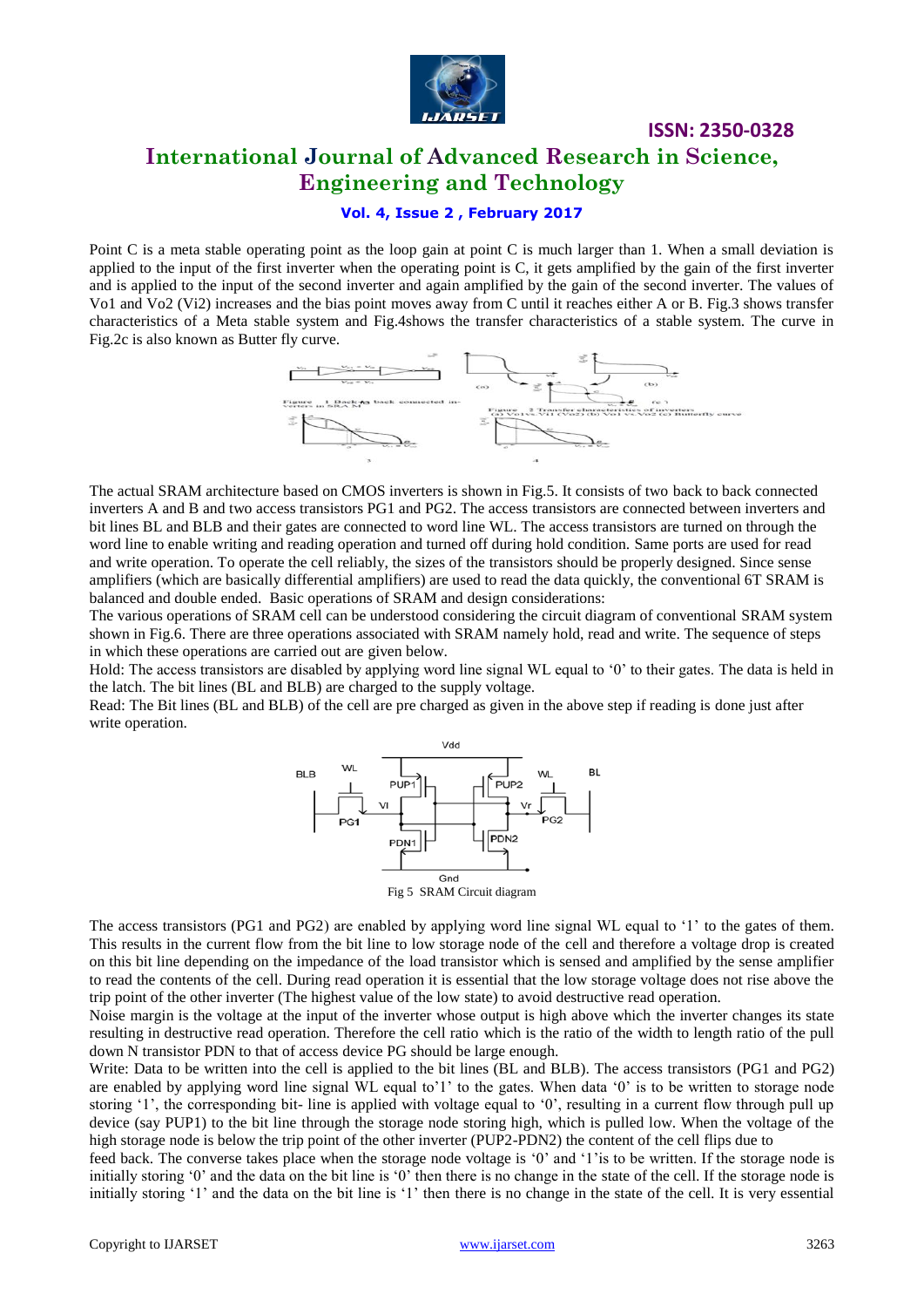Point C is a meta stable operating point as the loop gain at point C is much larger than 1. When a small deviation is applied to the input of the first inverter when the operating point is C, it gets amplified by the gain of the first inverter and is applied to the input of the second inverter and again amplified by the gain of the second inverter. The values of Vo1 and Vo2 (Vi2) increases and the bias point moves away from C until it reaches either A or B. Fig.3 shows transfer characteristics of a Meta stable system and Fig.4shows the transfer characteristics of a stable system. The curve in Fig.2c is also known as Butter fly curve.

Figure 1 Back to back connected inverters in SRAM

Figure 2 Transfer characteristics of inverters (a) Vo1 vs Vi1 (Vo2) (b) Vo1 vs Vo2 (c) Butterfly curve

3

4

The actual SRAM architecture based on CMOS inverters is shown in Fig.5. It consists of two back to back connected inverters A and B and two access transistors PG1 and PG2. The access transistors are connected between inverters and bit lines BL and BLB and their gates are connected to word line WL. The access transistors are turned on through the word line to enable writing and reading operation and turned off during hold condition. Same ports are used for read and write operation. To operate the cell reliably, the sizes of the transistors should be properly designed. Since sense amplifiers (which are basically differential amplifiers) are used to read the data quickly, the conventional 6T SRAM is balanced and double ended. Basic operations of SRAM and design considerations:

The various operations of SRAM cell can be understood considering the circuit diagram of conventional SRAM system shown in Fig.6. There are three operations associated with SRAM namely hold, read and write. The sequence of steps in which these operations are carried out are given below.

Hold: The access transistors are disabled by applying word line signal WL equal to '0' to their gates. The data is held in the latch. The bit lines (BL and BLB) are charged to the supply voltage.

Read: The Bit lines (BL and BLB) of the cell are pre charged as given in the above step if reading is done just after write operation.

Fig 5 SRAM Circuit diagram

The access transistors (PG1 and PG2) are enabled by applying word line signal WL equal to '1' to the gates of them. This results in the current flow from the bit line to low storage node of the cell and therefore a voltage drop is created on this bit line depending on the impedance of the load transistor which is sensed and amplified by the sense amplifier to read the contents of the cell. During read operation it is essential that the low storage voltage does not rise above the trip point of the other inverter (The highest value of the low state) to avoid destructive read operation.

Noise margin is the voltage at the input of the inverter whose output is high above which the inverter changes its state resulting in destructive read operation. Therefore the cell ratio which is the ratio of the width to length ratio of the pull down N transistor PDN to that of access device PG should be large enough.

Write: Data to be written into the cell is applied to the bit lines (BL and BLB). The access transistors (PG1 and PG2) are enabled by applying word line signal WL equal to'1' to the gates. When data '0' is to be written to storage node storing '1', the corresponding bit- line is applied with voltage equal to '0', resulting in a current flow through pull up device (say PUP1) to the bit line through the storage node storing high, which is pulled low. When the voltage of the high storage node is below the trip point of the other inverter (PUP2-PDN2) the content of the cell flips due to feed back. The converse takes place when the storage node voltage is '0' and '1'is to be written. If the storage node is initially storing '0' and the data on the bit line is '0' then there is no change in the state of the cell. If the storage node is initially storing '1' and the data on the bit line is '1' then there is no change in the state of the cell. It is very essential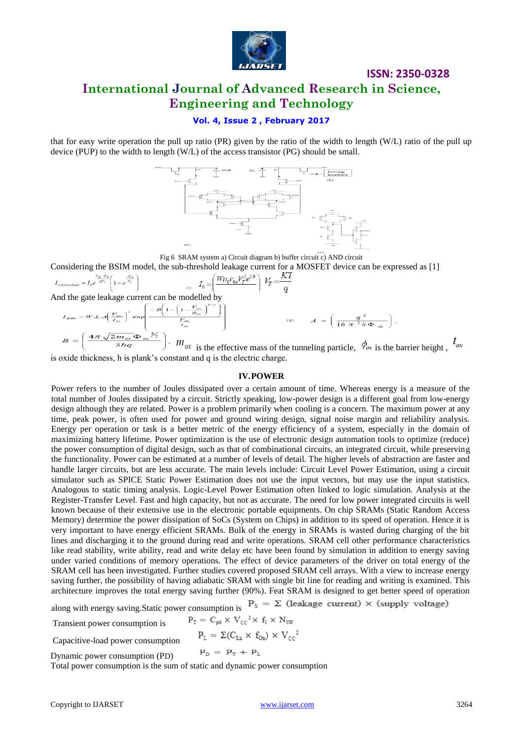that for easy write operation the pull up ratio (PR) given by the ratio of the width to length (W/L) ratio of the pull up device (PUP) to the width to length (W/L) of the access transistor (PG) should be small.

Fig 6 SRAM system a) Circuit diagram b) buffer circuit c) AND circuit

Considering the BSIM model, the sub-threshold leakage current for a MOSFET device can be expressed as [1]

$$I_{subthreshold} = I_0 e^{\frac{V_{gs}-V_{th}}{\eta V_T}}\left(1 - e^{\frac{-V_{ds}}{V_T}}\right) \quad (1) \quad I_0 = \left(\frac{W \mu_0 C_{ox} V_T^2 e^{1.8}}{L}\right) \; V_T = \frac{KT}{q}$$

And the gate leakage current can be modelled by

$$I_{gate} = W.L.A\left(\frac{V_{ox}}{t_{ox}}\right)^2 \exp\left(\frac{-B\left(1-\left(1-\frac{V_{ox}}{\phi_{ox}}\right)^{3/2}\right)}{\frac{V_{ox}}{t_{ox}}}\right) \quad (2) \quad A = \left(\frac{q^3}{16\pi^2 h \Phi_{ox}}\right),$$

$B = \left(\frac{4\pi\sqrt{2m_{ox}}\,\Phi_{ox}^{3/2}}{3hq}\right)$, $m_{ox}$ is the effective mass of the tunneling particle, $\phi_{ox}$ is the barrier height, $t_{ox}$ is oxide thickness, h is plank's constant and q is the electric charge.

## IV.POWER

Power refers to the number of Joules dissipated over a certain amount of time. Whereas energy is a measure of the total number of Joules dissipated by a circuit. Strictly speaking, low-power design is a different goal from low-energy design although they are related. Power is a problem primarily when cooling is a concern. The maximum power at any time, peak power, is often used for power and ground wiring design, signal noise margin and reliability analysis. Energy per operation or task is a better metric of the energy efficiency of a system, especially in the domain of maximizing battery lifetime. Power optimization is the use of electronic design automation tools to optimize (reduce) the power consumption of digital design, such as that of combinational circuits, an integrated circuit, while preserving the functionality. Power can be estimated at a number of levels of detail. The higher levels of abstraction are faster and handle larger circuits, but are less accurate. The main levels include: Circuit Level Power Estimation, using a circuit simulator such as SPICE Static Power Estimation does not use the input vectors, but may use the input statistics. Analogous to static timing analysis. Logic-Level Power Estimation often linked to logic simulation. Analysis at the Register-Transfer Level. Fast and high capacity, but not as accurate. The need for low power integrated circuits is well known because of their extensive use in the electronic portable equipments. On chip SRAMs (Static Random Access Memory) determine the power dissipation of SoCs (System on Chips) in addition to its speed of operation. Hence it is very important to have energy efficient SRAMs. Bulk of the energy in SRAMs is wasted during charging of the bit lines and discharging it to the ground during read and write operations. SRAM cell other performance characteristics like read stability, write ability, read and write delay etc have been found by simulation in addition to energy saving under varied conditions of memory operations. The effect of device parameters of the driver on total energy of the SRAM cell has been investigated. Further studies covered proposed SRAM cell arrays. With a view to increase energy saving further, the possibility of having adiabatic SRAM with single bit line for reading and writing is examined. This architecture improves the total energy saving further (90%). Feat SRAM is designed to get better speed of operation along with energy saving.Static power consumption is $P_S = \Sigma$ (leakage current) $\times$ (supply voltage)

Transient power consumption is $P_T = C_{pd} \times V_{CC}^2 \times f_I \times N_{SW}$

Capacitive-load power consumption $P_L = \Sigma(C_{Ln} \times f_{On}) \times V_{CC}^2$

Dynamic power consumption (PD) $P_D = P_T + P_L$

Total power consumption is the sum of static and dynamic power consumption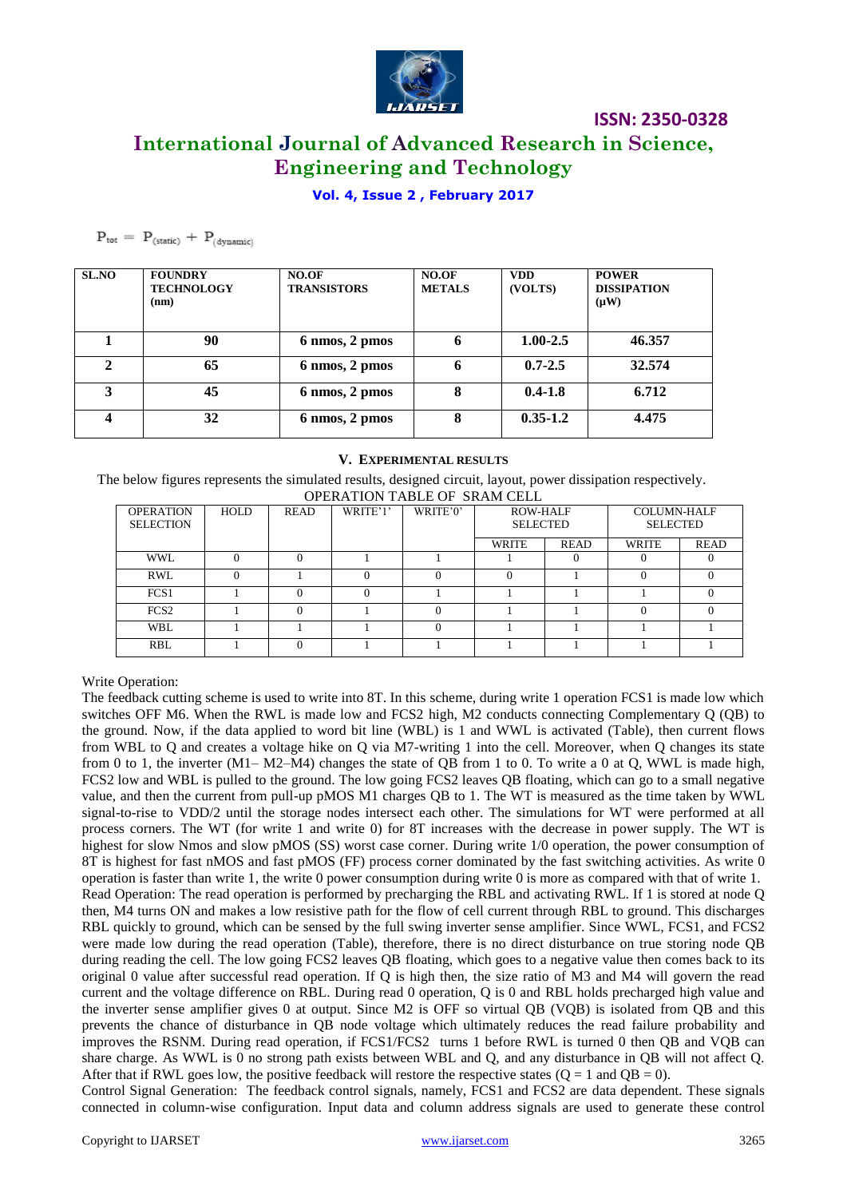$$P_{tot} = P_{(static)} + P_{(dynamic)}$$

| SL.NO | FOUNDRY TECHNOLOGY (nm) | NO.OF TRANSISTORS | NO.OF METALS | VDD (VOLTS) | POWER DISSIPATION (μW) |
|---|---|---|---|---|---|
| **1** | **90** | **6 nmos, 2 pmos** | **6** | **1.00-2.5** | **46.357** |
| **2** | **65** | **6 nmos, 2 pmos** | **6** | **0.7-2.5** | **32.574** |
| **3** | **45** | **6 nmos, 2 pmos** | **8** | **0.4-1.8** | **6.712** |
| **4** | **32** | **6 nmos, 2 pmos** | **8** | **0.35-1.2** | **4.475** |

## V. EXPERIMENTAL RESULTS

The below figures represents the simulated results, designed circuit, layout, power dissipation respectively.

OPERATION TABLE OF SRAM CELL

| OPERATION SELECTION | HOLD | READ | WRITE'1' | WRITE'0' | ROW-HALF SELECTED | | COLUMN-HALF SELECTED | |
|---|---|---|---|---|---|---|---|---|
| | | | | | WRITE | READ | WRITE | READ |
| WWL | 0 | 0 | 1 | 1 | 1 | 0 | 0 | 0 |
| RWL | 0 | 1 | 0 | 0 | 0 | 1 | 0 | 0 |
| FCS1 | 1 | 0 | 0 | 1 | 1 | 1 | 1 | 0 |
| FCS2 | 1 | 0 | 1 | 0 | 1 | 1 | 0 | 0 |
| WBL | 1 | 1 | 1 | 0 | 1 | 1 | 1 | 1 |
| RBL | 1 | 0 | 1 | 1 | 1 | 1 | 1 | 1 |

Write Operation:

The feedback cutting scheme is used to write into 8T. In this scheme, during write 1 operation FCS1 is made low which switches OFF M6. When the RWL is made low and FCS2 high, M2 conducts connecting Complementary Q (QB) to the ground. Now, if the data applied to word bit line (WBL) is 1 and WWL is activated (Table), then current flows from WBL to Q and creates a voltage hike on Q via M7-writing 1 into the cell. Moreover, when Q changes its state from 0 to 1, the inverter (M1– M2–M4) changes the state of QB from 1 to 0. To write a 0 at Q, WWL is made high, FCS2 low and WBL is pulled to the ground. The low going FCS2 leaves QB floating, which can go to a small negative value, and then the current from pull-up pMOS M1 charges QB to 1. The WT is measured as the time taken by WWL signal-to-rise to VDD/2 until the storage nodes intersect each other. The simulations for WT were performed at all process corners. The WT (for write 1 and write 0) for 8T increases with the decrease in power supply. The WT is highest for slow Nmos and slow pMOS (SS) worst case corner. During write 1/0 operation, the power consumption of 8T is highest for fast nMOS and fast pMOS (FF) process corner dominated by the fast switching activities. As write 0 operation is faster than write 1, the write 0 power consumption during write 0 is more as compared with that of write 1.

Read Operation: The read operation is performed by precharging the RBL and activating RWL. If 1 is stored at node Q then, M4 turns ON and makes a low resistive path for the flow of cell current through RBL to ground. This discharges RBL quickly to ground, which can be sensed by the full swing inverter sense amplifier. Since WWL, FCS1, and FCS2 were made low during the read operation (Table), therefore, there is no direct disturbance on true storing node QB during reading the cell. The low going FCS2 leaves QB floating, which goes to a negative value then comes back to its original 0 value after successful read operation. If Q is high then, the size ratio of M3 and M4 will govern the read current and the voltage difference on RBL. During read 0 operation, Q is 0 and RBL holds precharged high value and the inverter sense amplifier gives 0 at output. Since M2 is OFF so virtual QB (VQB) is isolated from QB and this prevents the chance of disturbance in QB node voltage which ultimately reduces the read failure probability and improves the RSNM. During read operation, if FCS1/FCS2 turns 1 before RWL is turned 0 then QB and VQB can share charge. As WWL is 0 no strong path exists between WBL and Q, and any disturbance in QB will not affect Q. After that if RWL goes low, the positive feedback will restore the respective states (Q = 1 and QB = 0).

Control Signal Generation: The feedback control signals, namely, FCS1 and FCS2 are data dependent. These signals connected in column-wise configuration. Input data and column address signals are used to generate these control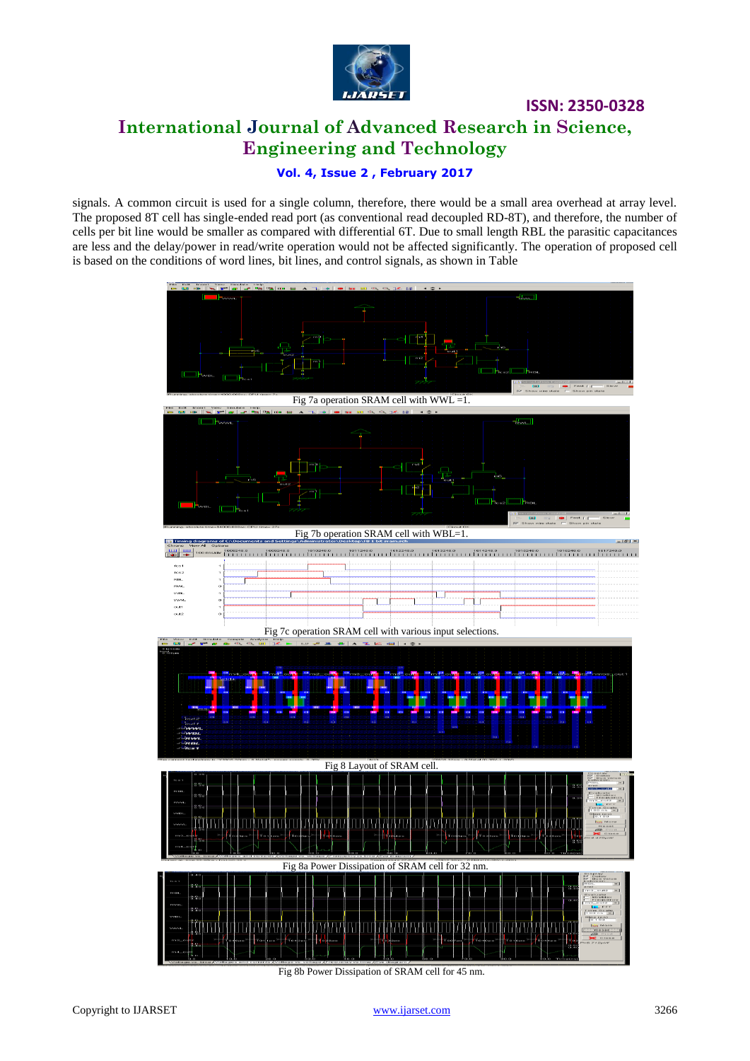signals. A common circuit is used for a single column, therefore, there would be a small area overhead at array level. The proposed 8T cell has single-ended read port (as conventional read decoupled RD-8T), and therefore, the number of cells per bit line would be smaller as compared with differential 6T. Due to small length RBL the parasitic capacitances are less and the delay/power in read/write operation would not be affected significantly. The operation of proposed cell is based on the conditions of word lines, bit lines, and control signals, as shown in Table

Fig 7a operation SRAM cell with WWL =1.

Fig 7b operation SRAM cell with WBL=1.

Fig 7c operation SRAM cell with various input selections.

Fig 8 Layout of SRAM cell.

Fig 8a Power Dissipation of SRAM cell for 32 nm.

Fig 8b Power Dissipation of SRAM cell for 45 nm.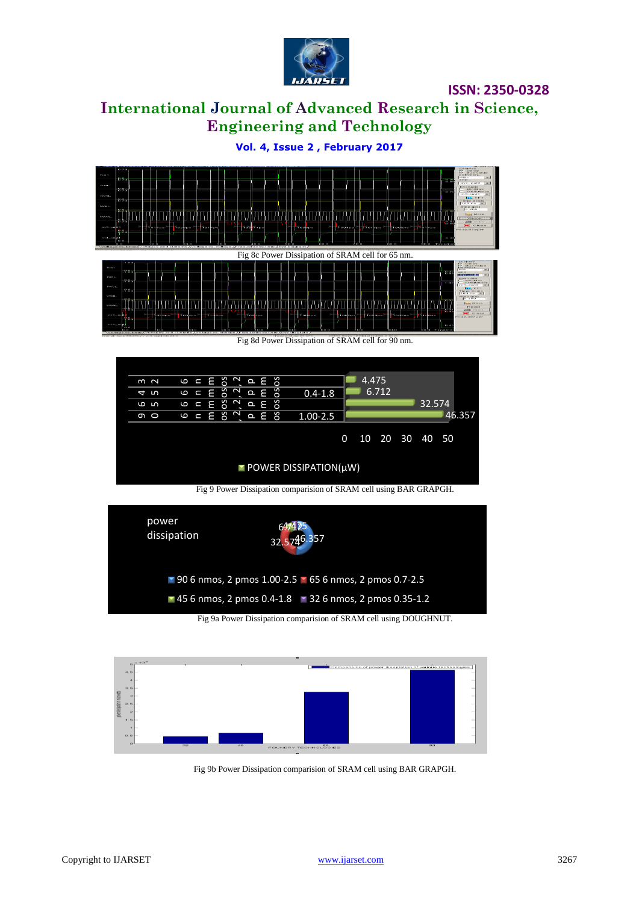Fig 8c Power Dissipation of SRAM cell for 65 nm.

Fig 8d Power Dissipation of SRAM cell for 90 nm.

Fig 9 Power Dissipation comparision of SRAM cell using BAR GRAPGH.

Fig 9a Power Dissipation comparision of SRAM cell using DOUGHNUT.

Fig 9b Power Dissipation comparision of SRAM cell using BAR GRAPGH.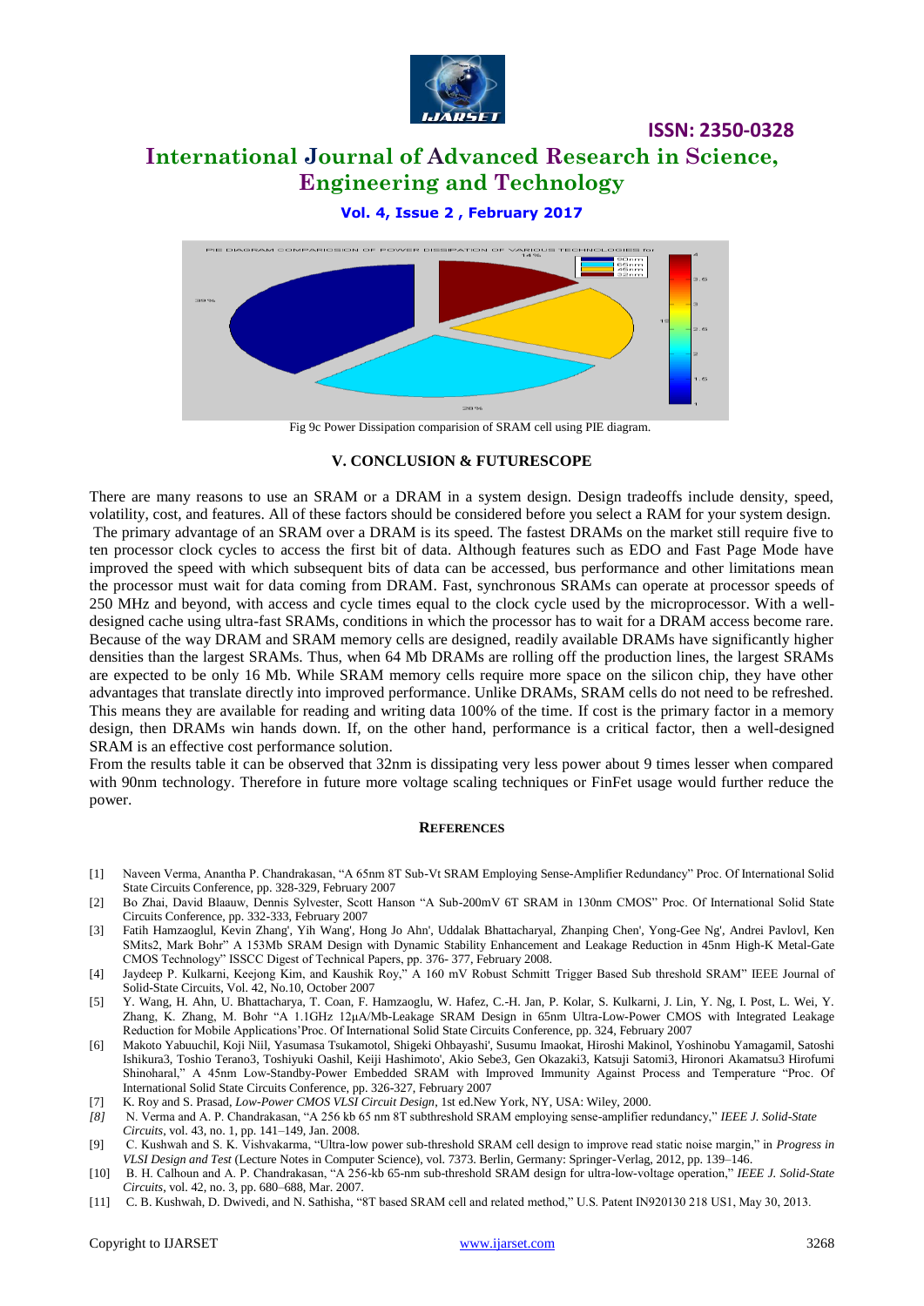Fig 9c Power Dissipation comparision of SRAM cell using PIE diagram.

## V. CONCLUSION & FUTURESCOPE

There are many reasons to use an SRAM or a DRAM in a system design. Design tradeoffs include density, speed, volatility, cost, and features. All of these factors should be considered before you select a RAM for your system design. The primary advantage of an SRAM over a DRAM is its speed. The fastest DRAMs on the market still require five to ten processor clock cycles to access the first bit of data. Although features such as EDO and Fast Page Mode have improved the speed with which subsequent bits of data can be accessed, bus performance and other limitations mean the processor must wait for data coming from DRAM. Fast, synchronous SRAMs can operate at processor speeds of 250 MHz and beyond, with access and cycle times equal to the clock cycle used by the microprocessor. With a well-designed cache using ultra-fast SRAMs, conditions in which the processor has to wait for a DRAM access become rare. Because of the way DRAM and SRAM memory cells are designed, readily available DRAMs have significantly higher densities than the largest SRAMs. Thus, when 64 Mb DRAMs are rolling off the production lines, the largest SRAMs are expected to be only 16 Mb. While SRAM memory cells require more space on the silicon chip, they have other advantages that translate directly into improved performance. Unlike DRAMs, SRAM cells do not need to be refreshed. This means they are available for reading and writing data 100% of the time. If cost is the primary factor in a memory design, then DRAMs win hands down. If, on the other hand, performance is a critical factor, then a well-designed SRAM is an effective cost performance solution.

From the results table it can be observed that 32nm is dissipating very less power about 9 times lesser when compared with 90nm technology. Therefore in future more voltage scaling techniques or FinFet usage would further reduce the power.

## REFERENCES

[1] Naveen Verma, Anantha P. Chandrakasan, "A 65nm 8T Sub-Vt SRAM Employing Sense-Amplifier Redundancy" Proc. Of International Solid State Circuits Conference, pp. 328-329, February 2007

[2] Bo Zhai, David Blaauw, Dennis Sylvester, Scott Hanson "A Sub-200mV 6T SRAM in 130nm CMOS" Proc. Of International Solid State Circuits Conference, pp. 332-333, February 2007

[3] Fatih Hamzaoglul, Kevin Zhang', Yih Wang', Hong Jo Ahn', Uddalak Bhattacharyal, Zhanping Chen', Yong-Gee Ng', Andrei Pavlovl, Ken SMits2, Mark Bohr" A 153Mb SRAM Design with Dynamic Stability Enhancement and Leakage Reduction in 45nm High-K Metal-Gate CMOS Technology" ISSCC Digest of Technical Papers, pp. 376- 377, February 2008.

[4] Jaydeep P. Kulkarni, Keejong Kim, and Kaushik Roy," A 160 mV Robust Schmitt Trigger Based Sub threshold SRAM" IEEE Journal of Solid-State Circuits, Vol. 42, No.10, October 2007

[5] Y. Wang, H. Ahn, U. Bhattacharya, T. Coan, F. Hamzaoglu, W. Hafez, C.-H. Jan, P. Kolar, S. Kulkarni, J. Lin, Y. Ng, I. Post, L. Wei, Y. Zhang, K. Zhang, M. Bohr "A 1.1GHz 12μA/Mb-Leakage SRAM Design in 65nm Ultra-Low-Power CMOS with Integrated Leakage Reduction for Mobile Applications'Proc. Of International Solid State Circuits Conference, pp. 324, February 2007

[6] Makoto Yabuuchil, Koji Niil, Yasumasa Tsukamotol, Shigeki Ohbayashi', Susumu Imaokat, Hiroshi Makinol, Yoshinobu Yamagamil, Satoshi Ishikura3, Toshio Terano3, Toshiyuki Oashil, Keiji Hashimoto', Akio Sebe3, Gen Okazaki3, Katsuji Satomi3, Hironori Akamatsu3 Hirofumi Shinoharal," A 45nm Low-Standby-Power Embedded SRAM with Improved Immunity Against Process and Temperature "Proc. Of International Solid State Circuits Conference, pp. 326-327, February 2007

[7] K. Roy and S. Prasad, *Low-Power CMOS VLSI Circuit Design*, 1st ed.New York, NY, USA: Wiley, 2000.

*[8]* N. Verma and A. P. Chandrakasan, "A 256 kb 65 nm 8T subthreshold SRAM employing sense-amplifier redundancy," *IEEE J. Solid-State Circuits*, vol. 43, no. 1, pp. 141–149, Jan. 2008.

[9] C. Kushwah and S. K. Vishvakarma, "Ultra-low power sub-threshold SRAM cell design to improve read static noise margin," in *Progress in VLSI Design and Test* (Lecture Notes in Computer Science), vol. 7373. Berlin, Germany: Springer-Verlag, 2012, pp. 139–146.

[10] B. H. Calhoun and A. P. Chandrakasan, "A 256-kb 65-nm sub-threshold SRAM design for ultra-low-voltage operation," *IEEE J. Solid-State Circuits*, vol. 42, no. 3, pp. 680–688, Mar. 2007.

[11] C. B. Kushwah, D. Dwivedi, and N. Sathisha, "8T based SRAM cell and related method," U.S. Patent IN920130 218 US1, May 30, 2013.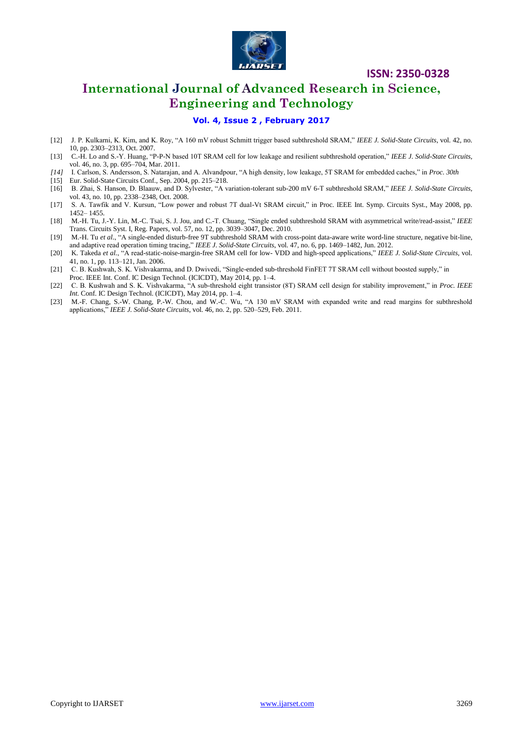[12] J. P. Kulkarni, K. Kim, and K. Roy, "A 160 mV robust Schmitt trigger based subthreshold SRAM," *IEEE J. Solid-State Circuits*, vol. 42, no. 10, pp. 2303–2313, Oct. 2007.

[13] C.-H. Lo and S.-Y. Huang, "P-P-N based 10T SRAM cell for low leakage and resilient subthreshold operation," *IEEE J. Solid-State Circuits*, vol. 46, no. 3, pp. 695–704, Mar. 2011.

*[14]* I. Carlson, S. Andersson, S. Natarajan, and A. Alvandpour, "A high density, low leakage, 5T SRAM for embedded caches," in *Proc. 30th*

[15] Eur. Solid-State Circuits Conf., Sep. 2004, pp. 215–218.

[16] B. Zhai, S. Hanson, D. Blaauw, and D. Sylvester, "A variation-tolerant sub-200 mV 6-T subthreshold SRAM," *IEEE J. Solid-State Circuits*, vol. 43, no. 10, pp. 2338–2348, Oct. 2008.

[17] S. A. Tawfik and V. Kursun, "Low power and robust 7T dual-Vt SRAM circuit," in Proc. IEEE Int. Symp. Circuits Syst., May 2008, pp. 1452– 1455.

[18] M.-H. Tu, J.-Y. Lin, M.-C. Tsai, S. J. Jou, and C.-T. Chuang, "Single ended subthreshold SRAM with asymmetrical write/read-assist," *IEEE* Trans. Circuits Syst. I, Reg. Papers, vol. 57, no. 12, pp. 3039–3047, Dec. 2010.

[19] M.-H. Tu *et al.*, "A single-ended disturb-free 9T subthreshold SRAM with cross-point data-aware write word-line structure, negative bit-line, and adaptive read operation timing tracing," *IEEE J. Solid-State Circuits*, vol. 47, no. 6, pp. 1469–1482, Jun. 2012.

[20] K. Takeda *et al.*, "A read-static-noise-margin-free SRAM cell for low- VDD and high-speed applications," *IEEE J. Solid-State Circuits*, vol. 41, no. 1, pp. 113–121, Jan. 2006.

[21] C. B. Kushwah, S. K. Vishvakarma, and D. Dwivedi, "Single-ended sub-threshold FinFET 7T SRAM cell without boosted supply," in Proc. IEEE Int. Conf. IC Design Technol. (ICICDT), May 2014, pp. 1–4.

[22] C. B. Kushwah and S. K. Vishvakarma, "A sub-threshold eight transistor (8T) SRAM cell design for stability improvement," in *Proc. IEEE Int.* Conf. IC Design Technol. (ICICDT), May 2014, pp. 1–4.

[23] M.-F. Chang, S.-W. Chang, P.-W. Chou, and W.-C. Wu, "A 130 mV SRAM with expanded write and read margins for subthreshold applications," *IEEE J. Solid-State Circuits*, vol. 46, no. 2, pp. 520–529, Feb. 2011.